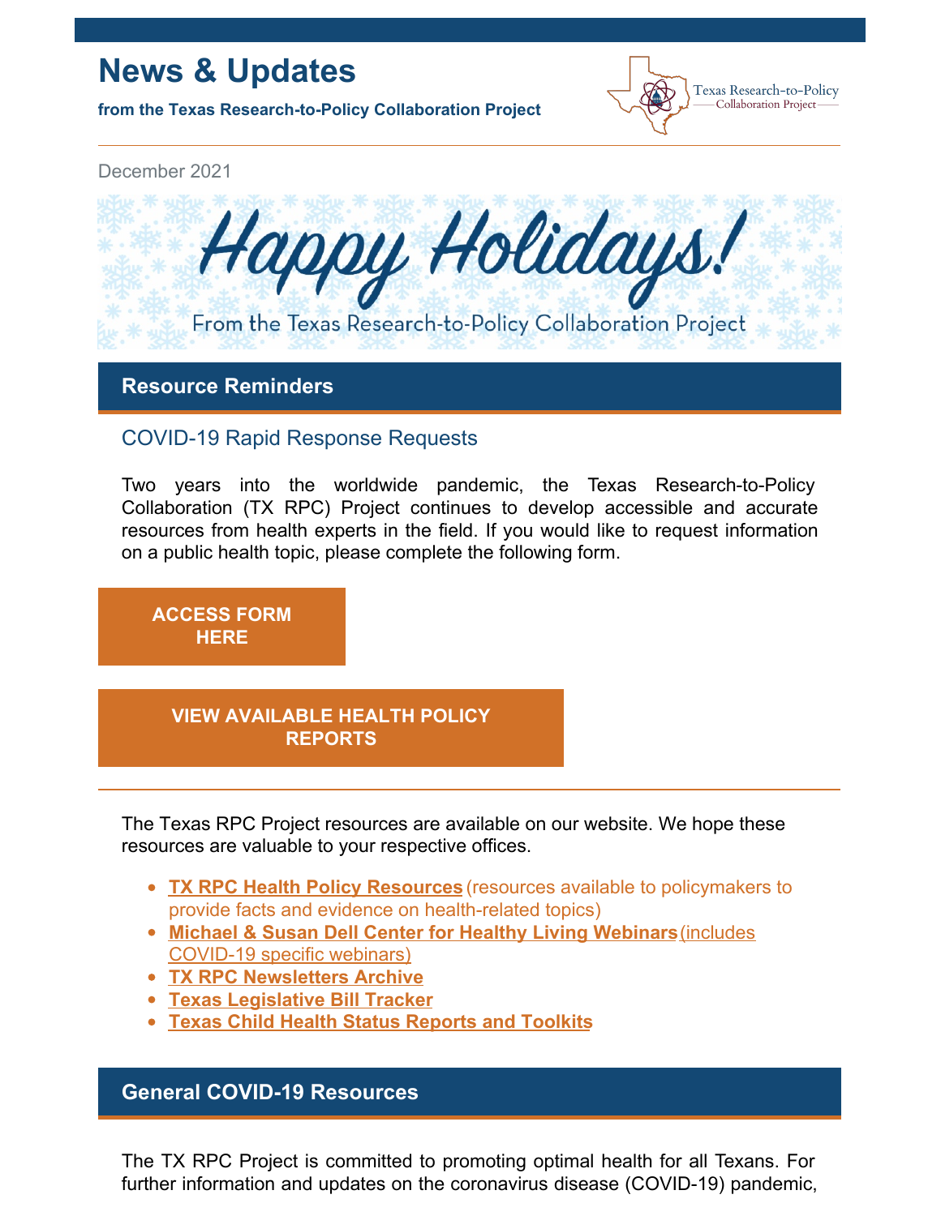# News & Updates

**from the Texas Research-to-Policy Collaboration Project**

Texas Research-to-Policy Collaboration Project

December 2021

Happy Holidays!

From the Texas Research-to-Policy Collaboration Project

## Resource Reminders

### COVID-19 Rapid Response Requests

Two years into the worldwide pandemic, the Texas Research-to-Policy Collaboration (TX RPC) Project continues to develop accessible and accurate resources from health experts in the field. If you would like to request information on a public health topic, please complete the following form.

**ACCESS FORM HERE**

**VIEW AVAILABLE HEALTH POLICY REPORTS**

---

The Texas RPC Project resources are available on our website. We hope these resources are valuable to your respective offices.

- **TX RPC Health Policy Resources** (resources available to policymakers to provide facts and evidence on health-related topics)
- **Michael & Susan Dell Center for Healthy Living Webinars** (includes COVID-19 specific webinars)
- **TX RPC Newsletters Archive**
- **Texas Legislative Bill Tracker**
- **Texas Child Health Status Reports and Toolkits**

## General COVID-19 Resources

The TX RPC Project is committed to promoting optimal health for all Texans. For further information and updates on the coronavirus disease (COVID-19) pandemic,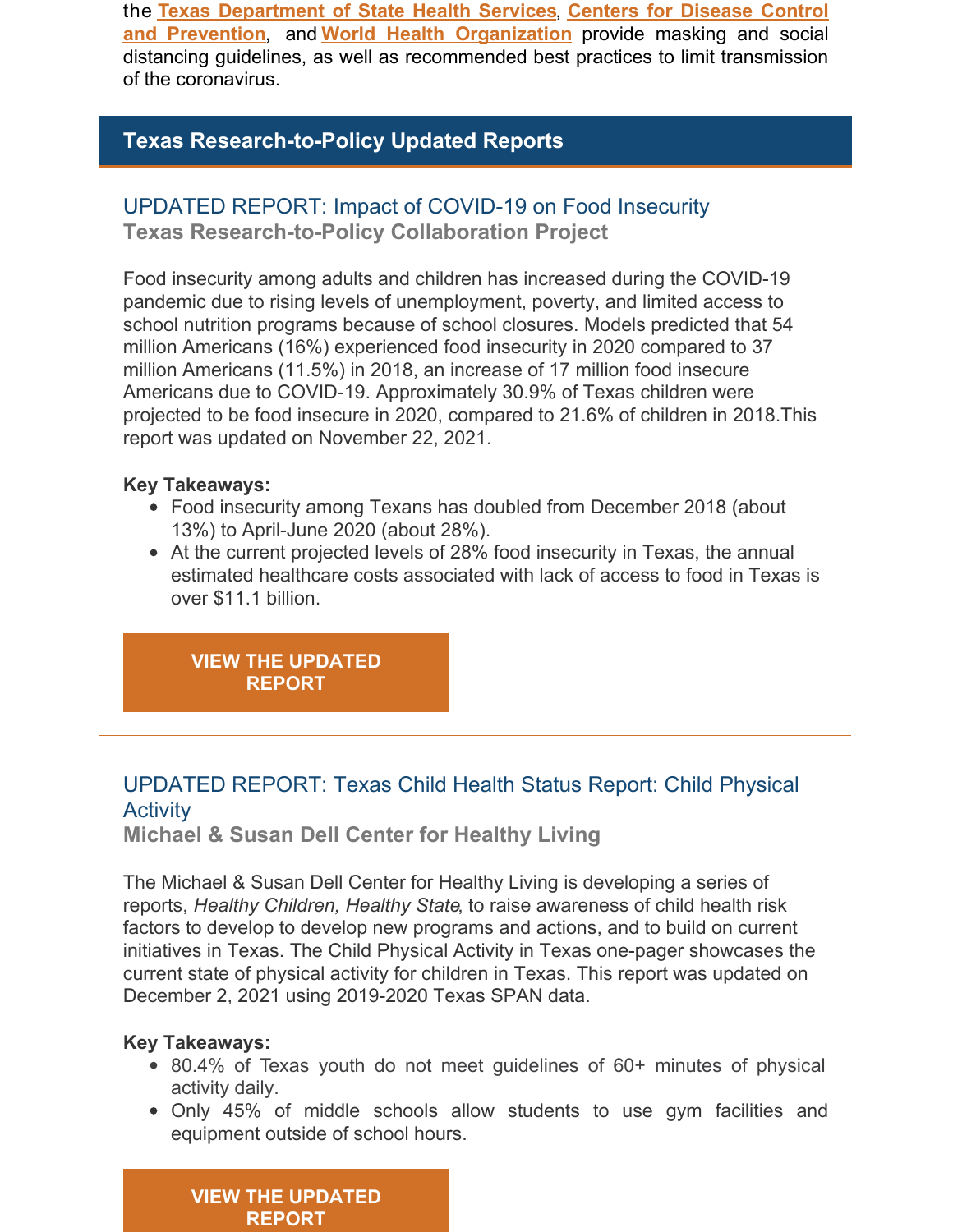the **Texas Department of State Health Services**, **Centers for Disease Control and Prevention**, and **World Health Organization** provide masking and social distancing guidelines, as well as recommended best practices to limit transmission of the coronavirus.

## Texas Research-to-Policy Updated Reports

### UPDATED REPORT: Impact of COVID-19 on Food Insecurity

**Texas Research-to-Policy Collaboration Project**

Food insecurity among adults and children has increased during the COVID-19 pandemic due to rising levels of unemployment, poverty, and limited access to school nutrition programs because of school closures. Models predicted that 54 million Americans (16%) experienced food insecurity in 2020 compared to 37 million Americans (11.5%) in 2018, an increase of 17 million food insecure Americans due to COVID-19. Approximately 30.9% of Texas children were projected to be food insecure in 2020, compared to 21.6% of children in 2018.This report was updated on November 22, 2021.

**Key Takeaways:**

- Food insecurity among Texans has doubled from December 2018 (about 13%) to April-June 2020 (about 28%).
- At the current projected levels of 28% food insecurity in Texas, the annual estimated healthcare costs associated with lack of access to food in Texas is over $11.1 billion.

**VIEW THE UPDATED REPORT**

---

### UPDATED REPORT: Texas Child Health Status Report: Child Physical Activity

**Michael & Susan Dell Center for Healthy Living**

The Michael & Susan Dell Center for Healthy Living is developing a series of reports, *Healthy Children, Healthy State*, to raise awareness of child health risk factors to develop to develop new programs and actions, and to build on current initiatives in Texas. The Child Physical Activity in Texas one-pager showcases the current state of physical activity for children in Texas. This report was updated on December 2, 2021 using 2019-2020 Texas SPAN data.

**Key Takeaways:**

- 80.4% of Texas youth do not meet guidelines of 60+ minutes of physical activity daily.
- Only 45% of middle schools allow students to use gym facilities and equipment outside of school hours.

**VIEW THE UPDATED REPORT**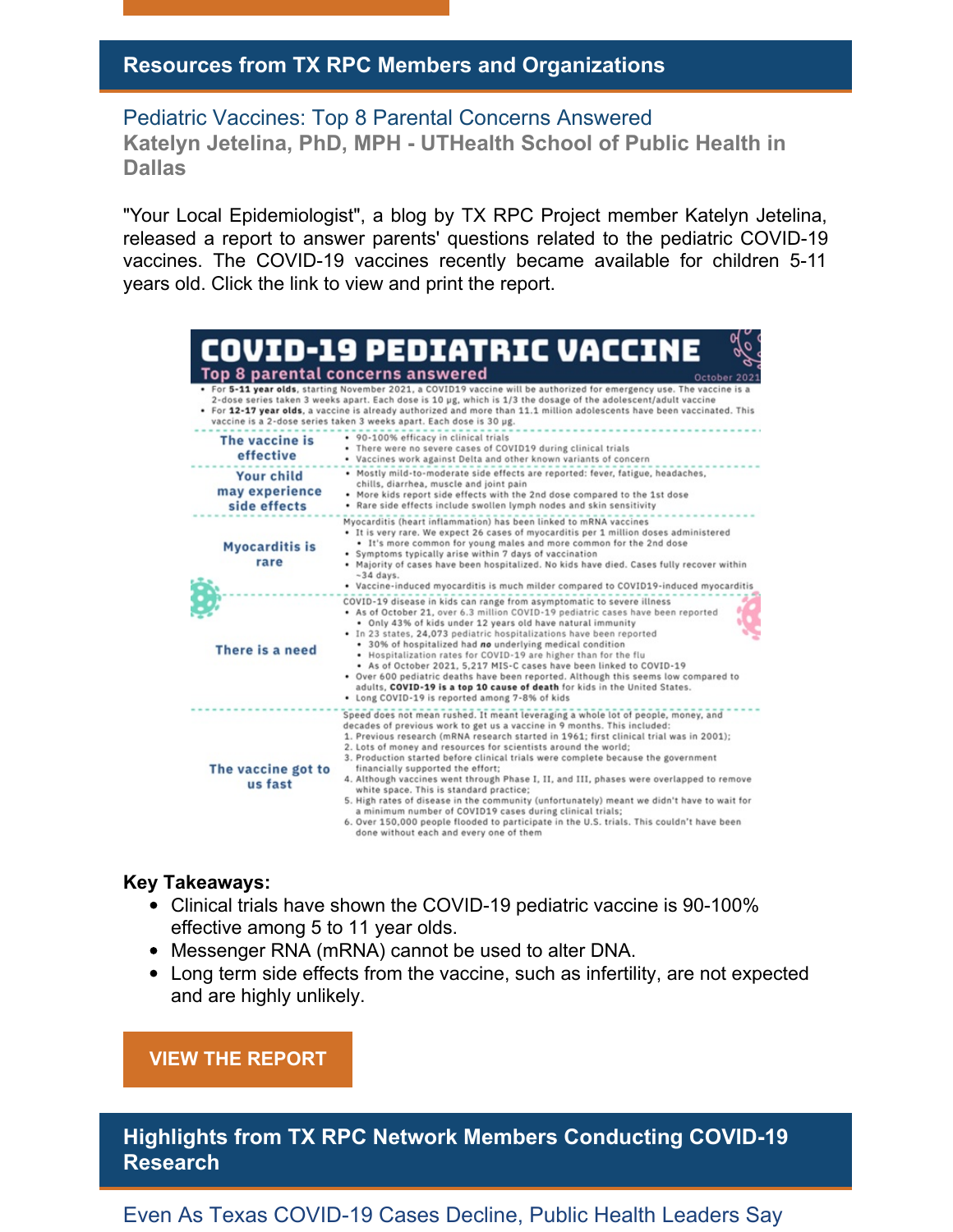## Resources from TX RPC Members and Organizations

### Pediatric Vaccines: Top 8 Parental Concerns Answered

**Katelyn Jetelina, PhD, MPH - UTHealth School of Public Health in Dallas**

"Your Local Epidemiologist", a blog by TX RPC Project member Katelyn Jetelina, released a report to answer parents' questions related to the pediatric COVID-19 vaccines. The COVID-19 vaccines recently became available for children 5-11 years old. Click the link to view and print the report.

# COVID-19 PEDIATRIC VACCINE

**Top 8 parental concerns answered** — October 2021

- For **5-11 year olds**, starting November 2021, a COVID19 vaccine will be authorized for emergency use. The vaccine is a 2-dose series taken 3 weeks apart. Each dose is 10 μg, which is 1/3 the dosage of the adolescent/adult vaccine
- For **12-17 year olds**, a vaccine is already authorized and more than 11.1 million adolescents have been vaccinated. This vaccine is a 2-dose series taken 3 weeks apart. Each dose is 30 μg.

**The vaccine is effective**

- 90-100% efficacy in clinical trials
- There were no severe cases of COVID19 during clinical trials
- Vaccines work against Delta and other known variants of concern

**Your child may experience side effects**

- Mostly mild-to-moderate side effects are reported: fever, fatigue, headaches, chills, diarrhea, muscle and joint pain
- More kids report side effects with the 2nd dose compared to the 1st dose
- Rare side effects include swollen lymph nodes and skin sensitivity

**Myocarditis is rare**

Myocarditis (heart inflammation) has been linked to mRNA vaccines

- It is very rare. We expect 26 cases of myocarditis per 1 million doses administered
  - It's more common for young males and more common for the 2nd dose
- Symptoms typically arise within 7 days of vaccination
- Majority of cases have been hospitalized. No kids have died. Cases fully recover within ~34 days.
- Vaccine-induced myocarditis is much milder compared to COVID19-induced myocarditis

**There is a need**

COVID-19 disease in kids can range from asymptomatic to severe illness

- As of October 21, over 6.3 million COVID-19 pediatric cases have been reported
  - Only 43% of kids under 12 years old have natural immunity
- In 23 states, 24,073 pediatric hospitalizations have been reported
  - 30% of hospitalized had *no* underlying medical condition
  - Hospitalization rates for COVID-19 are higher than for the flu
  - As of October 2021, 5,217 MIS-C cases have been linked to COVID-19
- Over 600 pediatric deaths have been reported. Although this seems low compared to adults, **COVID-19 is a top 10 cause of death** for kids in the United States.
- Long COVID-19 is reported among 7-8% of kids

**The vaccine got to us fast**

Speed does not mean rushed. It meant leveraging a whole lot of people, money, and decades of previous work to get us a vaccine in 9 months. This included:

1. Previous research (mRNA research started in 1961; first clinical trial was in 2001);
2. Lots of money and resources for scientists around the world;
3. Production started before clinical trials were complete because the government financially supported the effort;
4. Although vaccines went through Phase I, II, and III, phases were overlapped to remove white space. This is standard practice;
5. High rates of disease in the community (unfortunately) meant we didn't have to wait for a minimum number of COVID19 cases during clinical trials;
6. Over 150,000 people flooded to participate in the U.S. trials. This couldn't have been done without each and every one of them

**Key Takeaways:**

- Clinical trials have shown the COVID-19 pediatric vaccine is 90-100% effective among 5 to 11 year olds.
- Messenger RNA (mRNA) cannot be used to alter DNA.
- Long term side effects from the vaccine, such as infertility, are not expected and are highly unlikely.

**VIEW THE REPORT**

## Highlights from TX RPC Network Members Conducting COVID-19 Research

### Even As Texas COVID-19 Cases Decline, Public Health Leaders Say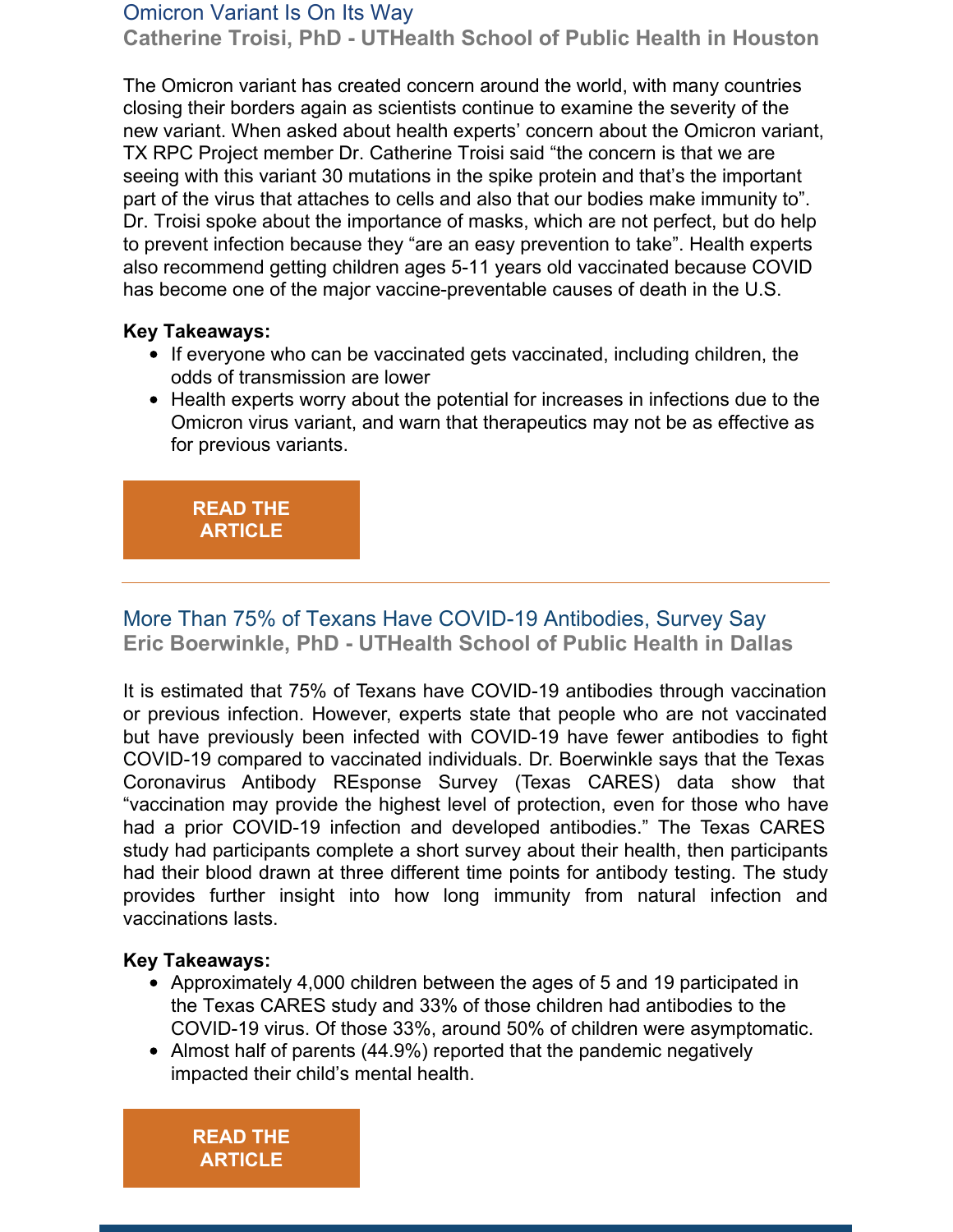## Omicron Variant Is On Its Way

**Catherine Troisi, PhD - UTHealth School of Public Health in Houston**

The Omicron variant has created concern around the world, with many countries closing their borders again as scientists continue to examine the severity of the new variant. When asked about health experts' concern about the Omicron variant, TX RPC Project member Dr. Catherine Troisi said "the concern is that we are seeing with this variant 30 mutations in the spike protein and that's the important part of the virus that attaches to cells and also that our bodies make immunity to". Dr. Troisi spoke about the importance of masks, which are not perfect, but do help to prevent infection because they "are an easy prevention to take". Health experts also recommend getting children ages 5-11 years old vaccinated because COVID has become one of the major vaccine-preventable causes of death in the U.S.

**Key Takeaways:**

- If everyone who can be vaccinated gets vaccinated, including children, the odds of transmission are lower
- Health experts worry about the potential for increases in infections due to the Omicron virus variant, and warn that therapeutics may not be as effective as for previous variants.

**READ THE ARTICLE**

---

## More Than 75% of Texans Have COVID-19 Antibodies, Survey Say

**Eric Boerwinkle, PhD - UTHealth School of Public Health in Dallas**

It is estimated that 75% of Texans have COVID-19 antibodies through vaccination or previous infection. However, experts state that people who are not vaccinated but have previously been infected with COVID-19 have fewer antibodies to fight COVID-19 compared to vaccinated individuals. Dr. Boerwinkle says that the Texas Coronavirus Antibody REsponse Survey (Texas CARES) data show that "vaccination may provide the highest level of protection, even for those who have had a prior COVID-19 infection and developed antibodies." The Texas CARES study had participants complete a short survey about their health, then participants had their blood drawn at three different time points for antibody testing. The study provides further insight into how long immunity from natural infection and vaccinations lasts.

**Key Takeaways:**

- Approximately 4,000 children between the ages of 5 and 19 participated in the Texas CARES study and 33% of those children had antibodies to the COVID-19 virus. Of those 33%, around 50% of children were asymptomatic.
- Almost half of parents (44.9%) reported that the pandemic negatively impacted their child's mental health.

**READ THE ARTICLE**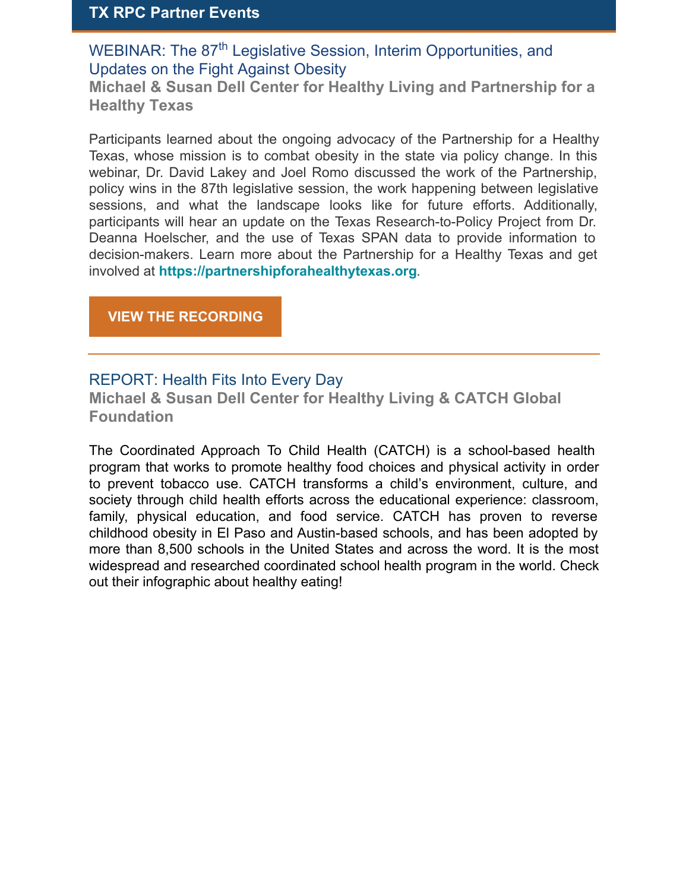## TX RPC Partner Events

### WEBINAR: The 87$^{th}$ Legislative Session, Interim Opportunities, and Updates on the Fight Against Obesity

**Michael & Susan Dell Center for Healthy Living and Partnership for a Healthy Texas**

Participants learned about the ongoing advocacy of the Partnership for a Healthy Texas, whose mission is to combat obesity in the state via policy change. In this webinar, Dr. David Lakey and Joel Romo discussed the work of the Partnership, policy wins in the 87th legislative session, the work happening between legislative sessions, and what the landscape looks like for future efforts. Additionally, participants will hear an update on the Texas Research-to-Policy Project from Dr. Deanna Hoelscher, and the use of Texas SPAN data to provide information to decision-makers. Learn more about the Partnership for a Healthy Texas and get involved at **https://partnershipforahealthytexas.org**.

**VIEW THE RECORDING**

---

### REPORT: Health Fits Into Every Day

**Michael & Susan Dell Center for Healthy Living & CATCH Global Foundation**

The Coordinated Approach To Child Health (CATCH) is a school-based health program that works to promote healthy food choices and physical activity in order to prevent tobacco use. CATCH transforms a child's environment, culture, and society through child health efforts across the educational experience: classroom, family, physical education, and food service. CATCH has proven to reverse childhood obesity in El Paso and Austin-based schools, and has been adopted by more than 8,500 schools in the United States and across the word. It is the most widespread and researched coordinated school health program in the world. Check out their infographic about healthy eating!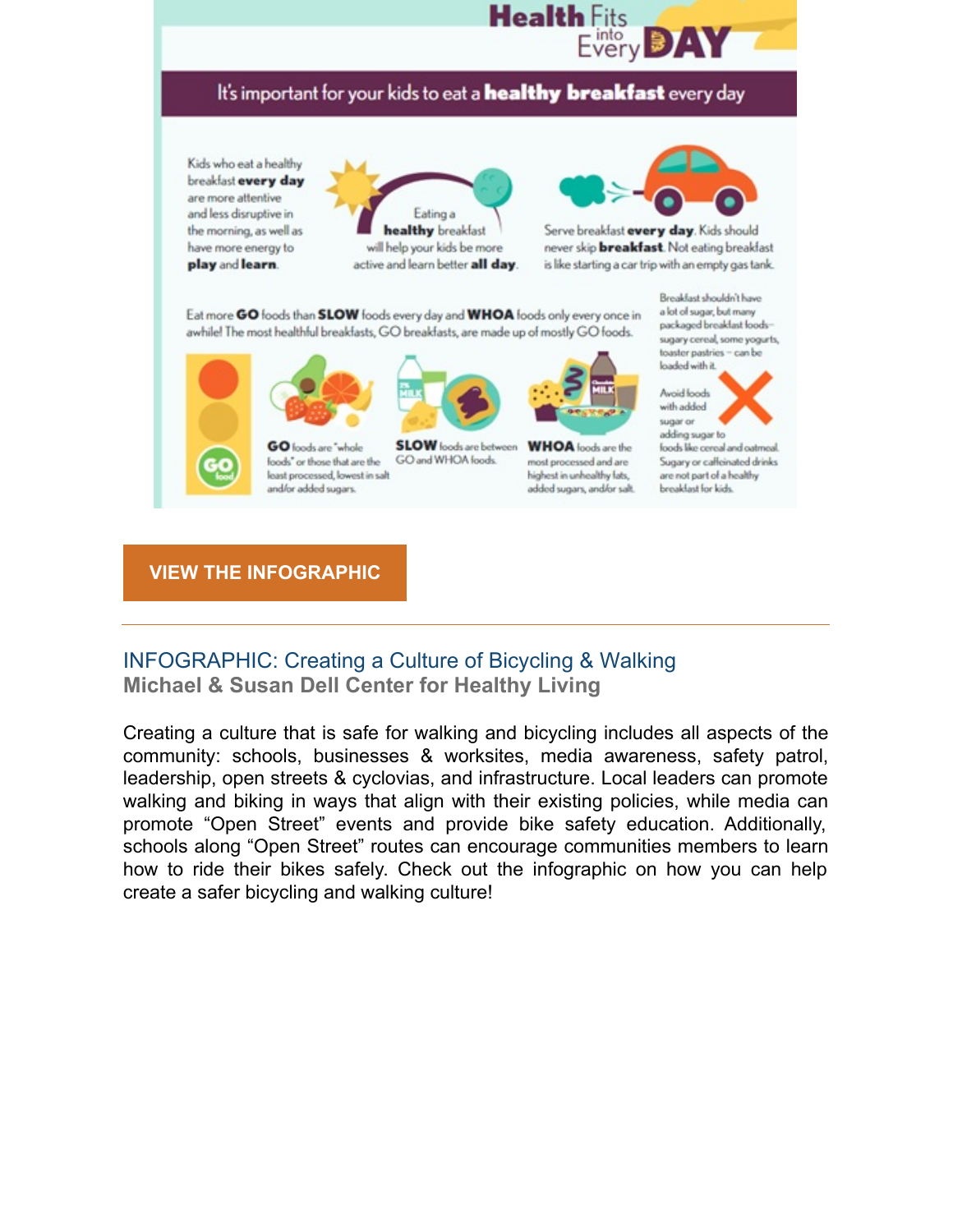# Health Fits into Every DAY

## It's important for your kids to eat a **healthy breakfast** every day

Kids who eat a healthy breakfast **every day** are more attentive and less disruptive in the morning, as well as have more energy to **play** and **learn**.

Eating a **healthy** breakfast will help your kids be more active and learn better **all day**.

Serve breakfast **every day**. Kids should never skip **breakfast**. Not eating breakfast is like starting a car trip with an empty gas tank.

Eat more **GO** foods than **SLOW** foods every day and **WHOA** foods only every once in awhile! The most healthful breakfasts, GO breakfasts, are made up of mostly GO foods.

**GO** foods are "whole foods" or those that are the least processed, lowest in salt and/or added sugars.

**SLOW** foods are between GO and WHOA foods.

**WHOA** foods are the most processed and are highest in unhealthy fats, added sugars, and/or salt.

Breakfast shouldn't have a lot of sugar, but many packaged breakfast foods– sugary cereal, some yogurts, toaster pastries – can be loaded with it.

Avoid foods with added sugar or adding sugar to foods like cereal and oatmeal. Sugary or caffeinated drinks are not part of a healthy breakfast for kids.

**VIEW THE INFOGRAPHIC**

---

## INFOGRAPHIC: Creating a Culture of Bicycling & Walking

**Michael & Susan Dell Center for Healthy Living**

Creating a culture that is safe for walking and bicycling includes all aspects of the community: schools, businesses & worksites, media awareness, safety patrol, leadership, open streets & cyclovias, and infrastructure. Local leaders can promote walking and biking in ways that align with their existing policies, while media can promote "Open Street" events and provide bike safety education. Additionally, schools along "Open Street" routes can encourage communities members to learn how to ride their bikes safely. Check out the infographic on how you can help create a safer bicycling and walking culture!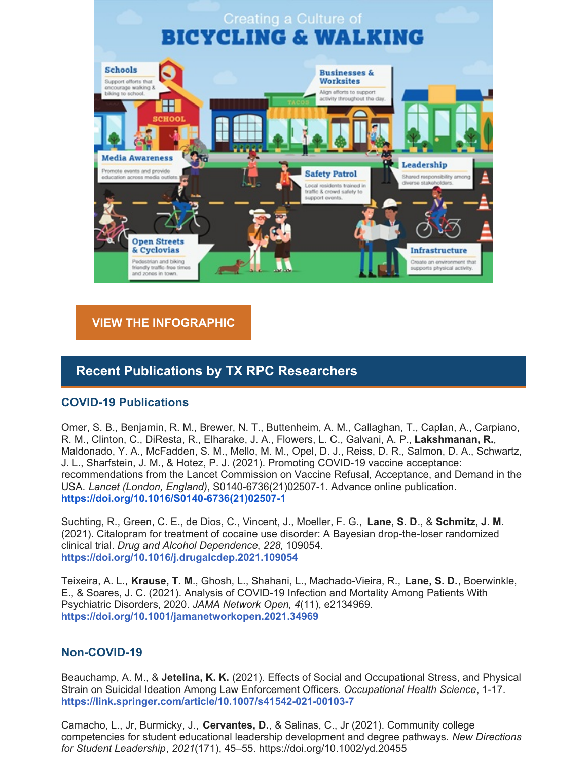Creating a Culture of

# BICYCLING & WALKING

**Schools** Support efforts that encourage walking & biking to school.

**Businesses & Worksites** Align efforts to support activity throughout the day.

**Media Awareness** Promote events and provide education across media outlets.

**Safety Patrol** Local residents trained in traffic & crowd safety to support events.

**Leadership** Shared responsibility among diverse stakeholders.

**Open Streets & Cyclovias** Pedestrian and biking friendly traffic-free times and zones in town.

**Infrastructure** Create an environment that supports physical activity.

VIEW THE INFOGRAPHIC

## Recent Publications by TX RPC Researchers

### COVID-19 Publications

Omer, S. B., Benjamin, R. M., Brewer, N. T., Buttenheim, A. M., Callaghan, T., Caplan, A., Carpiano, R. M., Clinton, C., DiResta, R., Elharake, J. A., Flowers, L. C., Galvani, A. P., **Lakshmanan, R.**, Maldonado, Y. A., McFadden, S. M., Mello, M. M., Opel, D. J., Reiss, D. R., Salmon, D. A., Schwartz, J. L., Sharfstein, J. M., & Hotez, P. J. (2021). Promoting COVID-19 vaccine acceptance: recommendations from the Lancet Commission on Vaccine Refusal, Acceptance, and Demand in the USA. *Lancet (London, England)*, S0140-6736(21)02507-1. Advance online publication. **https://doi.org/10.1016/S0140-6736(21)02507-1**

Suchting, R., Green, C. E., de Dios, C., Vincent, J., Moeller, F. G., **Lane, S. D**., & **Schmitz, J. M.** (2021). Citalopram for treatment of cocaine use disorder: A Bayesian drop-the-loser randomized clinical trial. *Drug and Alcohol Dependence*, *228*, 109054. **https://doi.org/10.1016/j.drugalcdep.2021.109054**

Teixeira, A. L., **Krause, T. M**., Ghosh, L., Shahani, L., Machado-Vieira, R., **Lane, S. D.**, Boerwinkle, E., & Soares, J. C. (2021). Analysis of COVID-19 Infection and Mortality Among Patients With Psychiatric Disorders, 2020. *JAMA Network Open*, *4*(11), e2134969. **https://doi.org/10.1001/jamanetworkopen.2021.34969**

### Non-COVID-19

Beauchamp, A. M., & **Jetelina, K. K.** (2021). Effects of Social and Occupational Stress, and Physical Strain on Suicidal Ideation Among Law Enforcement Officers. *Occupational Health Science*, 1-17. **https://link.springer.com/article/10.1007/s41542-021-00103-7**

Camacho, L., Jr, Burmicky, J., **Cervantes, D.**, & Salinas, C., Jr (2021). Community college competencies for student educational leadership development and degree pathways. *New Directions for Student Leadership*, *2021*(171), 45–55. https://doi.org/10.1002/yd.20455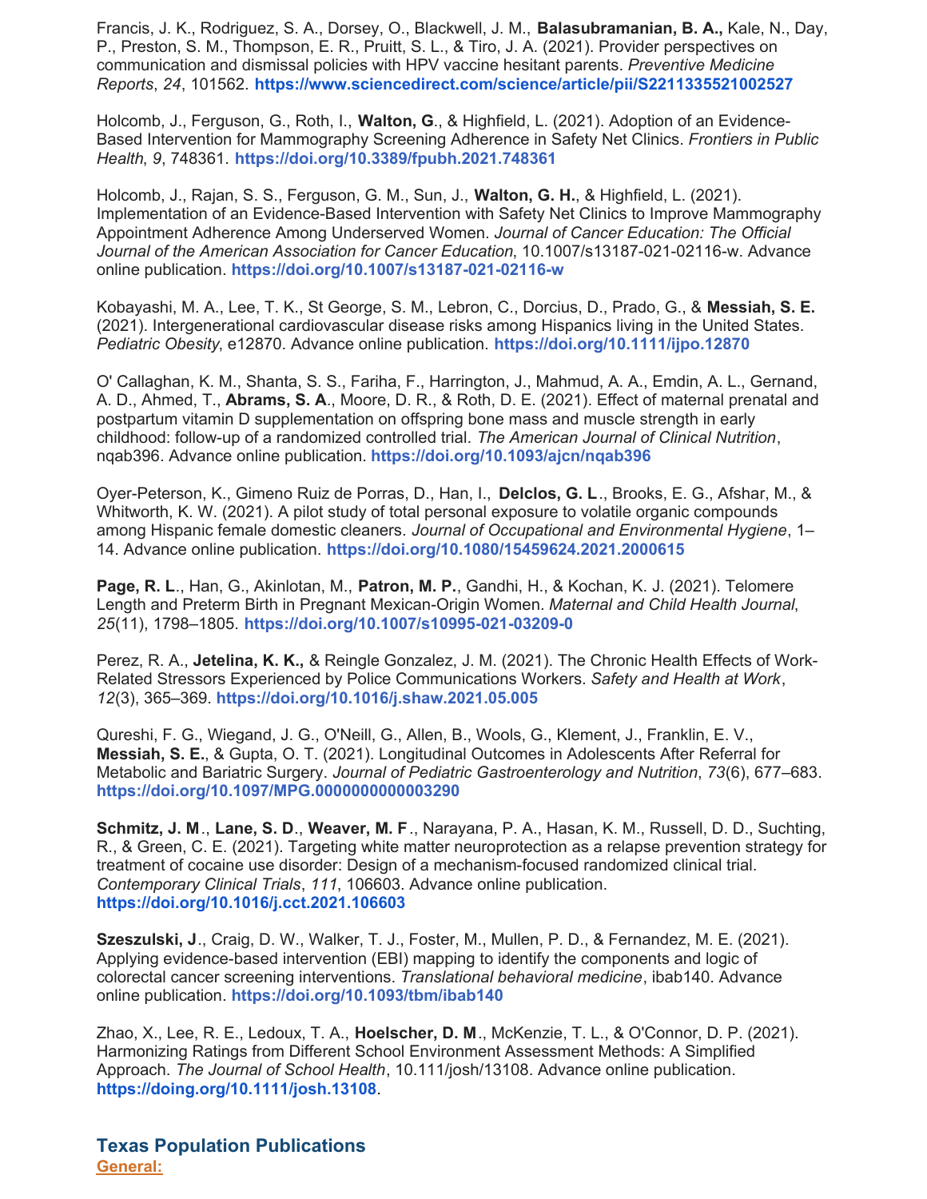Francis, J. K., Rodriguez, S. A., Dorsey, O., Blackwell, J. M., **Balasubramanian, B. A.,** Kale, N., Day, P., Preston, S. M., Thompson, E. R., Pruitt, S. L., & Tiro, J. A. (2021). Provider perspectives on communication and dismissal policies with HPV vaccine hesitant parents. *Preventive Medicine Reports*, *24*, 101562. **https://www.sciencedirect.com/science/article/pii/S2211335521002527**

Holcomb, J., Ferguson, G., Roth, I., **Walton, G**., & Highfield, L. (2021). Adoption of an Evidence-Based Intervention for Mammography Screening Adherence in Safety Net Clinics. *Frontiers in Public Health*, *9*, 748361. **https://doi.org/10.3389/fpubh.2021.748361**

Holcomb, J., Rajan, S. S., Ferguson, G. M., Sun, J., **Walton, G. H.**, & Highfield, L. (2021). Implementation of an Evidence-Based Intervention with Safety Net Clinics to Improve Mammography Appointment Adherence Among Underserved Women. *Journal of Cancer Education: The Official Journal of the American Association for Cancer Education*, 10.1007/s13187-021-02116-w. Advance online publication. **https://doi.org/10.1007/s13187-021-02116-w**

Kobayashi, M. A., Lee, T. K., St George, S. M., Lebron, C., Dorcius, D., Prado, G., & **Messiah, S. E.** (2021). Intergenerational cardiovascular disease risks among Hispanics living in the United States. *Pediatric Obesity*, e12870. Advance online publication. **https://doi.org/10.1111/ijpo.12870**

O' Callaghan, K. M., Shanta, S. S., Fariha, F., Harrington, J., Mahmud, A. A., Emdin, A. L., Gernand, A. D., Ahmed, T., **Abrams, S. A**., Moore, D. R., & Roth, D. E. (2021). Effect of maternal prenatal and postpartum vitamin D supplementation on offspring bone mass and muscle strength in early childhood: follow-up of a randomized controlled trial. *The American Journal of Clinical Nutrition*, nqab396. Advance online publication. **https://doi.org/10.1093/ajcn/nqab396**

Oyer-Peterson, K., Gimeno Ruiz de Porras, D., Han, I., **Delclos, G. L**., Brooks, E. G., Afshar, M., & Whitworth, K. W. (2021). A pilot study of total personal exposure to volatile organic compounds among Hispanic female domestic cleaners. *Journal of Occupational and Environmental Hygiene*, 1–14. Advance online publication. **https://doi.org/10.1080/15459624.2021.2000615**

**Page, R. L**., Han, G., Akinlotan, M., **Patron, M. P.**, Gandhi, H., & Kochan, K. J. (2021). Telomere Length and Preterm Birth in Pregnant Mexican-Origin Women. *Maternal and Child Health Journal*, *25*(11), 1798–1805. **https://doi.org/10.1007/s10995-021-03209-0**

Perez, R. A., **Jetelina, K. K.,** & Reingle Gonzalez, J. M. (2021). The Chronic Health Effects of Work-Related Stressors Experienced by Police Communications Workers. *Safety and Health at Work*, *12*(3), 365–369. **https://doi.org/10.1016/j.shaw.2021.05.005**

Qureshi, F. G., Wiegand, J. G., O'Neill, G., Allen, B., Wools, G., Klement, J., Franklin, E. V., **Messiah, S. E.**, & Gupta, O. T. (2021). Longitudinal Outcomes in Adolescents After Referral for Metabolic and Bariatric Surgery. *Journal of Pediatric Gastroenterology and Nutrition*, *73*(6), 677–683. **https://doi.org/10.1097/MPG.0000000000003290**

**Schmitz, J. M**., **Lane, S. D**., **Weaver, M. F**., Narayana, P. A., Hasan, K. M., Russell, D. D., Suchting, R., & Green, C. E. (2021). Targeting white matter neuroprotection as a relapse prevention strategy for treatment of cocaine use disorder: Design of a mechanism-focused randomized clinical trial. *Contemporary Clinical Trials*, *111*, 106603. Advance online publication. **https://doi.org/10.1016/j.cct.2021.106603**

**Szeszulski, J**., Craig, D. W., Walker, T. J., Foster, M., Mullen, P. D., & Fernandez, M. E. (2021). Applying evidence-based intervention (EBI) mapping to identify the components and logic of colorectal cancer screening interventions. *Translational behavioral medicine*, ibab140. Advance online publication. **https://doi.org/10.1093/tbm/ibab140**

Zhao, X., Lee, R. E., Ledoux, T. A., **Hoelscher, D. M**., McKenzie, T. L., & O'Connor, D. P. (2021). Harmonizing Ratings from Different School Environment Assessment Methods: A Simplified Approach. *The Journal of School Health*, 10.111/josh/13108. Advance online publication. **https://doing.org/10.1111/josh.13108**.

## Texas Population Publications

**General:**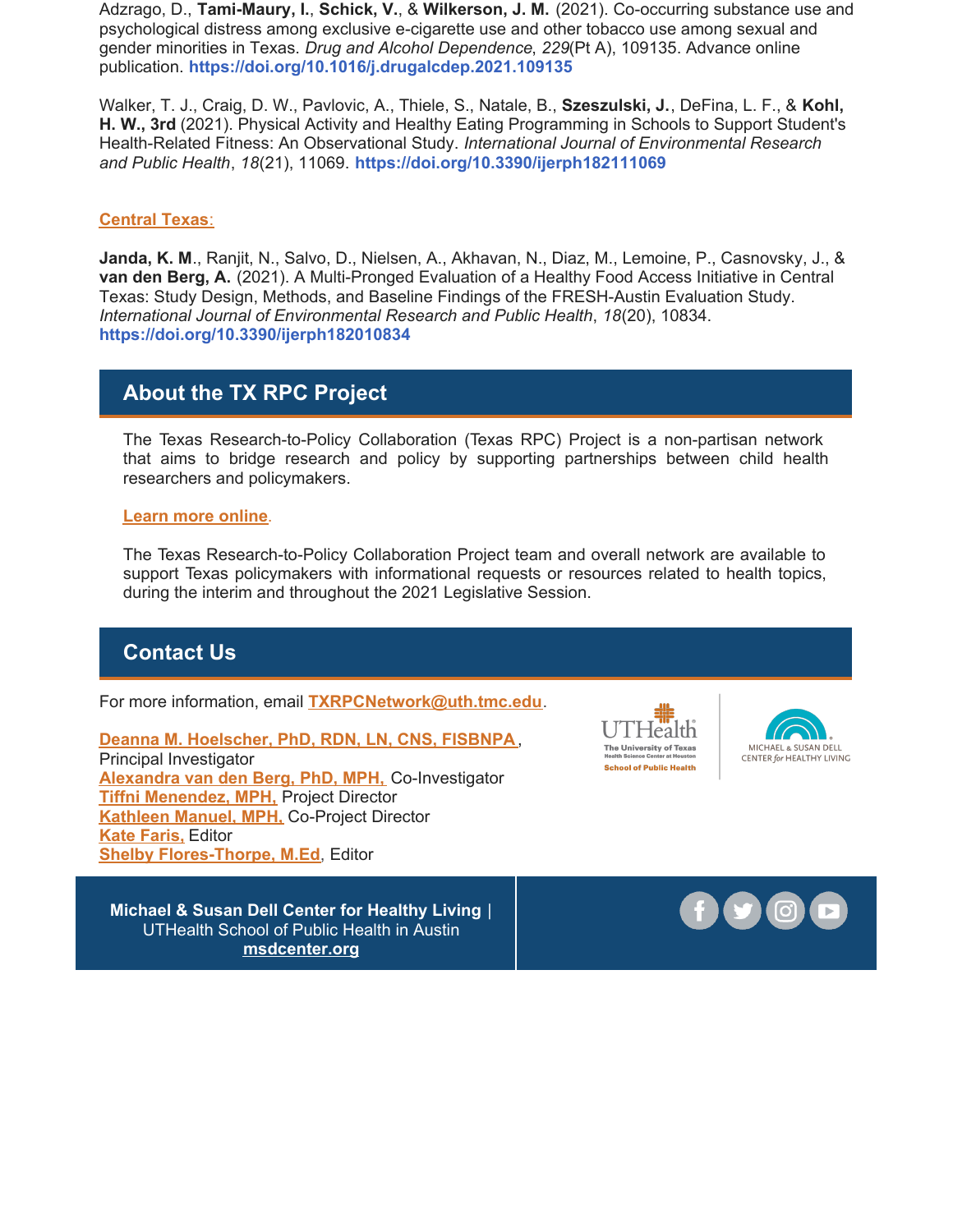Adzrago, D., **Tami-Maury, I.**, **Schick, V.**, & **Wilkerson, J. M.** (2021). Co-occurring substance use and psychological distress among exclusive e-cigarette use and other tobacco use among sexual and gender minorities in Texas. *Drug and Alcohol Dependence*, *229*(Pt A), 109135. Advance online publication. **https://doi.org/10.1016/j.drugalcdep.2021.109135**

Walker, T. J., Craig, D. W., Pavlovic, A., Thiele, S., Natale, B., **Szeszulski, J.**, DeFina, L. F., & **Kohl, H. W., 3rd** (2021). Physical Activity and Healthy Eating Programming in Schools to Support Student's Health-Related Fitness: An Observational Study. *International Journal of Environmental Research and Public Health*, *18*(21), 11069. **https://doi.org/10.3390/ijerph182111069**

**Central Texas:**

**Janda, K. M**., Ranjit, N., Salvo, D., Nielsen, A., Akhavan, N., Diaz, M., Lemoine, P., Casnovsky, J., & **van den Berg, A.** (2021). A Multi-Pronged Evaluation of a Healthy Food Access Initiative in Central Texas: Study Design, Methods, and Baseline Findings of the FRESH-Austin Evaluation Study. *International Journal of Environmental Research and Public Health*, *18*(20), 10834. **https://doi.org/10.3390/ijerph182010834**

## About the TX RPC Project

The Texas Research-to-Policy Collaboration (Texas RPC) Project is a non-partisan network that aims to bridge research and policy by supporting partnerships between child health researchers and policymakers.

**Learn more online**.

The Texas Research-to-Policy Collaboration Project team and overall network are available to support Texas policymakers with informational requests or resources related to health topics, during the interim and throughout the 2021 Legislative Session.

## Contact Us

For more information, email **TXRPCNetwork@uth.tmc.edu**.

**Deanna M. Hoelscher, PhD, RDN, LN, CNS, FISBNPA**, Principal Investigator
**Alexandra van den Berg, PhD, MPH,** Co-Investigator
**Tiffni Menendez, MPH,** Project Director
**Kathleen Manuel, MPH,** Co-Project Director
**Kate Faris,** Editor
**Shelby Flores-Thorpe, M.Ed**, Editor

UTHealth The University of Texas Health Science Center at Houston School of Public Health

MICHAEL & SUSAN DELL CENTER *for* HEALTHY LIVING

**Michael & Susan Dell Center for Healthy Living** | UTHealth School of Public Health in Austin
**msdcenter.org**